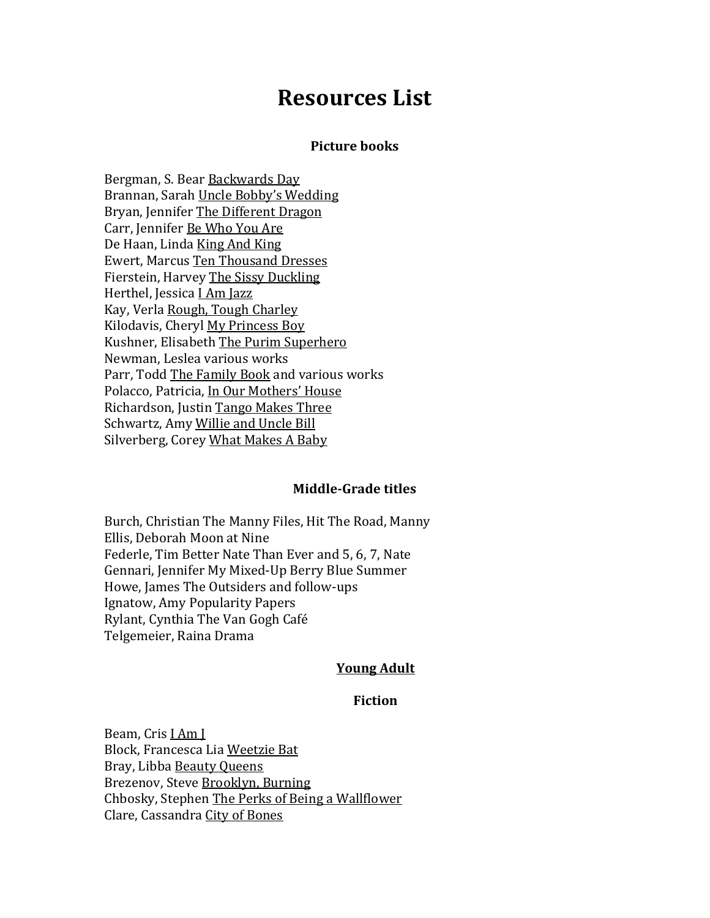# Resources List

## Picture books

Bergman, S. Bear Backwards Day
Brannan, Sarah Uncle Bobby's Wedding
Bryan, Jennifer The Different Dragon
Carr, Jennifer Be Who You Are
De Haan, Linda King And King
Ewert, Marcus Ten Thousand Dresses
Fierstein, Harvey The Sissy Duckling
Herthel, Jessica I Am Jazz
Kay, Verla Rough, Tough Charley
Kilodavis, Cheryl My Princess Boy
Kushner, Elisabeth The Purim Superhero
Newman, Leslea various works
Parr, Todd The Family Book and various works
Polacco, Patricia, In Our Mothers' House
Richardson, Justin Tango Makes Three
Schwartz, Amy Willie and Uncle Bill
Silverberg, Corey What Makes A Baby

## Middle-Grade titles

Burch, Christian The Manny Files, Hit The Road, Manny
Ellis, Deborah Moon at Nine
Federle, Tim Better Nate Than Ever and 5, 6, 7, Nate
Gennari, Jennifer My Mixed-Up Berry Blue Summer
Howe, James The Outsiders and follow-ups
Ignatow, Amy Popularity Papers
Rylant, Cynthia The Van Gogh Café
Telgemeier, Raina Drama

## Young Adult

### Fiction

Beam, Cris I Am J
Block, Francesca Lia Weetzie Bat
Bray, Libba Beauty Queens
Brezenov, Steve Brooklyn, Burning
Chbosky, Stephen The Perks of Being a Wallflower
Clare, Cassandra City of Bones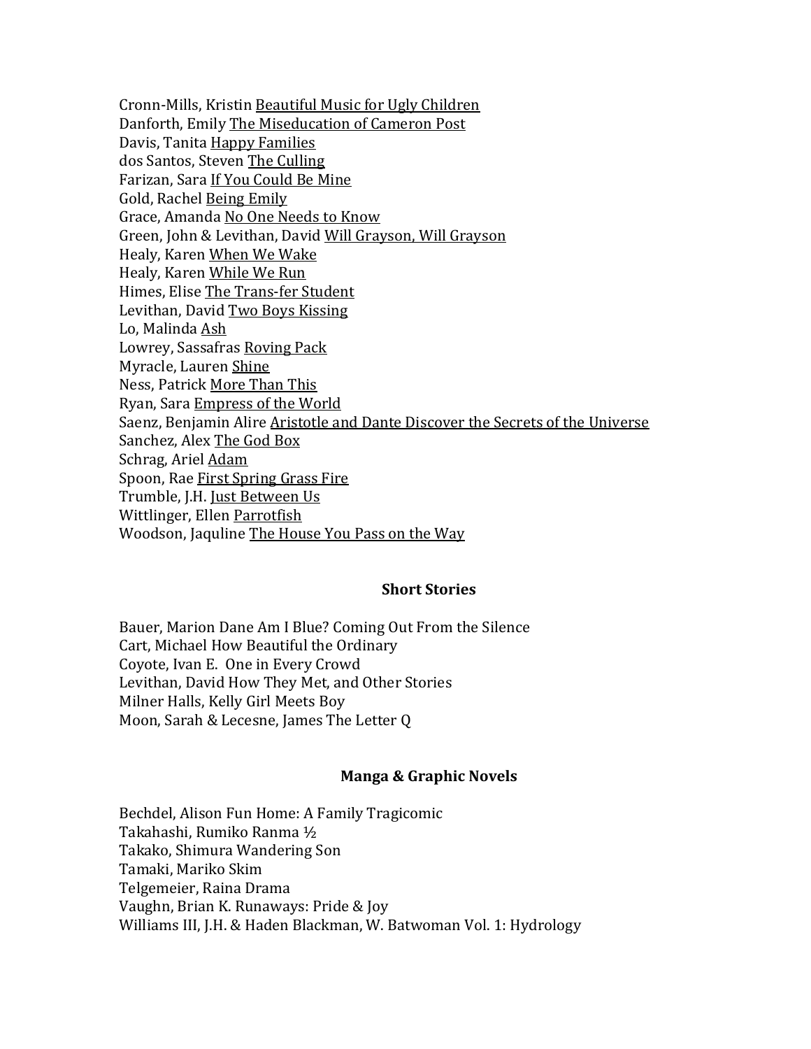Cronn-Mills, Kristin <u>Beautiful Music for Ugly Children</u>
Danforth, Emily <u>The Miseducation of Cameron Post</u>
Davis, Tanita <u>Happy Families</u>
dos Santos, Steven <u>The Culling</u>
Farizan, Sara <u>If You Could Be Mine</u>
Gold, Rachel <u>Being Emily</u>
Grace, Amanda <u>No One Needs to Know</u>
Green, John & Levithan, David <u>Will Grayson, Will Grayson</u>
Healy, Karen <u>When We Wake</u>
Healy, Karen <u>While We Run</u>
Himes, Elise <u>The Trans-fer Student</u>
Levithan, David <u>Two Boys Kissing</u>
Lo, Malinda <u>Ash</u>
Lowrey, Sassafras <u>Roving Pack</u>
Myracle, Lauren <u>Shine</u>
Ness, Patrick <u>More Than This</u>
Ryan, Sara <u>Empress of the World</u>
Saenz, Benjamin Alire <u>Aristotle and Dante Discover the Secrets of the Universe</u>
Sanchez, Alex <u>The God Box</u>
Schrag, Ariel <u>Adam</u>
Spoon, Rae <u>First Spring Grass Fire</u>
Trumble, J.H. <u>Just Between Us</u>
Wittlinger, Ellen <u>Parrotfish</u>
Woodson, Jaquline <u>The House You Pass on the Way</u>

**Short Stories**

Bauer, Marion Dane Am I Blue? Coming Out From the Silence
Cart, Michael How Beautiful the Ordinary
Coyote, Ivan E. One in Every Crowd
Levithan, David How They Met, and Other Stories
Milner Halls, Kelly Girl Meets Boy
Moon, Sarah & Lecesne, James The Letter Q

**Manga & Graphic Novels**

Bechdel, Alison Fun Home: A Family Tragicomic
Takahashi, Rumiko Ranma ½
Takako, Shimura Wandering Son
Tamaki, Mariko Skim
Telgemeier, Raina Drama
Vaughn, Brian K. Runaways: Pride & Joy
Williams III, J.H. & Haden Blackman, W. Batwoman Vol. 1: Hydrology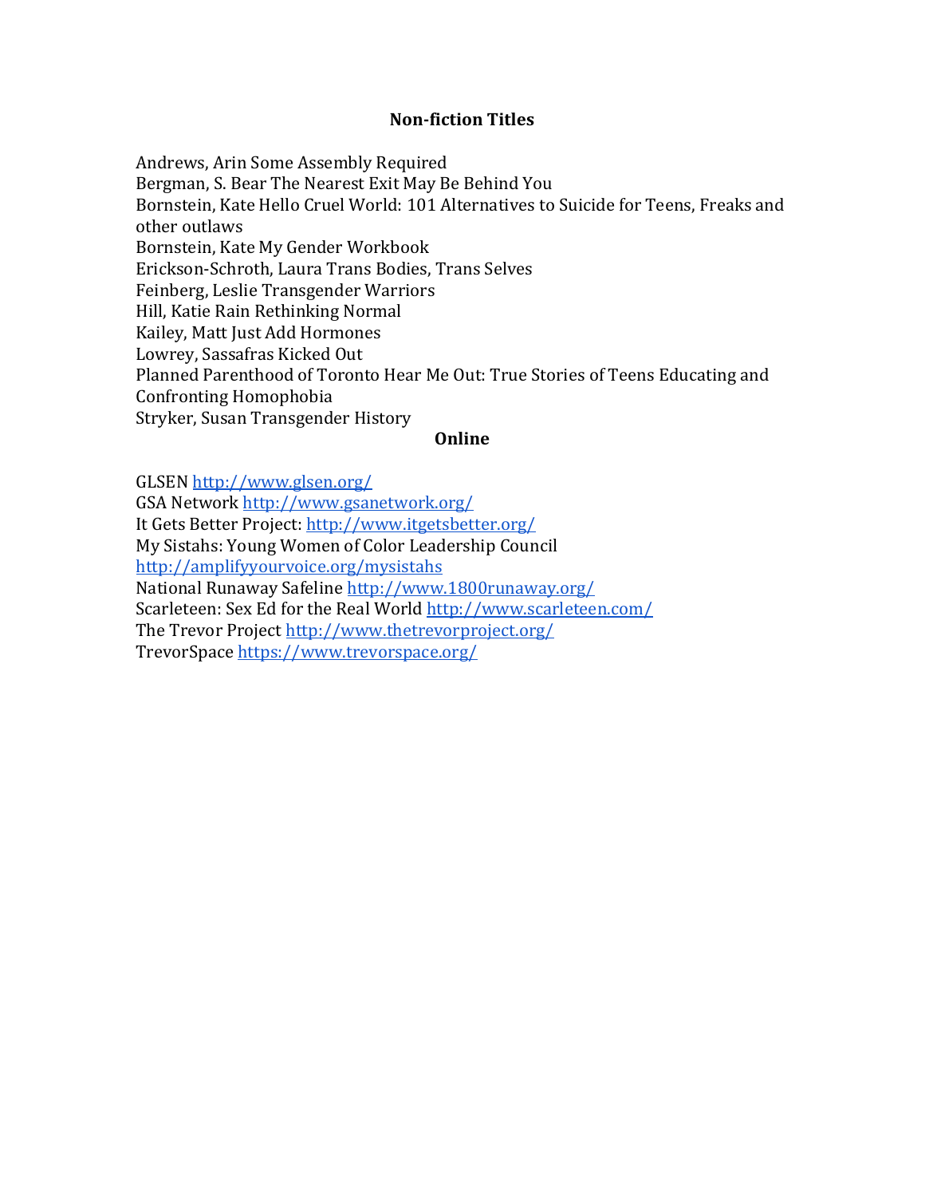## Non-fiction Titles

Andrews, Arin Some Assembly Required
Bergman, S. Bear The Nearest Exit May Be Behind You
Bornstein, Kate Hello Cruel World: 101 Alternatives to Suicide for Teens, Freaks and other outlaws
Bornstein, Kate My Gender Workbook
Erickson-Schroth, Laura Trans Bodies, Trans Selves
Feinberg, Leslie Transgender Warriors
Hill, Katie Rain Rethinking Normal
Kailey, Matt Just Add Hormones
Lowrey, Sassafras Kicked Out
Planned Parenthood of Toronto Hear Me Out: True Stories of Teens Educating and Confronting Homophobia
Stryker, Susan Transgender History

## Online

GLSEN http://www.glsen.org/
GSA Network http://www.gsanetwork.org/
It Gets Better Project: http://www.itgetsbetter.org/
My Sistahs: Young Women of Color Leadership Council http://amplifyyourvoice.org/mysistahs
National Runaway Safeline http://www.1800runaway.org/
Scarleteen: Sex Ed for the Real World http://www.scarleteen.com/
The Trevor Project http://www.thetrevorproject.org/
TrevorSpace https://www.trevorspace.org/